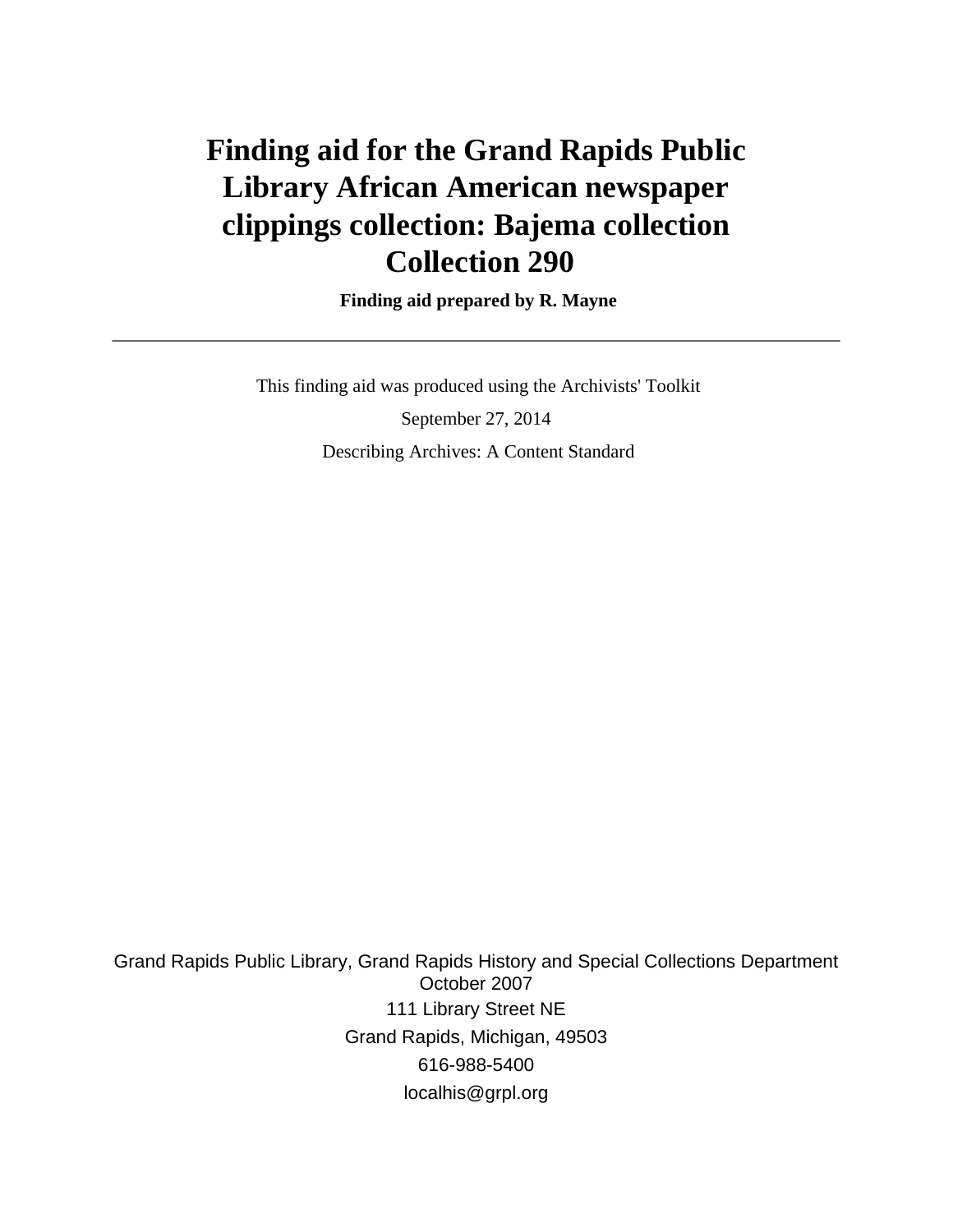# Finding aid for the Grand Rapids Public Library African American newspaper clippings collection: Bajema collection Collection 290

**Finding aid prepared by R. Mayne**

---

This finding aid was produced using the Archivists' Toolkit

September 27, 2014

Describing Archives: A Content Standard

Grand Rapids Public Library, Grand Rapids History and Special Collections Department
October 2007

111 Library Street NE

Grand Rapids, Michigan, 49503

616-988-5400

localhis@grpl.org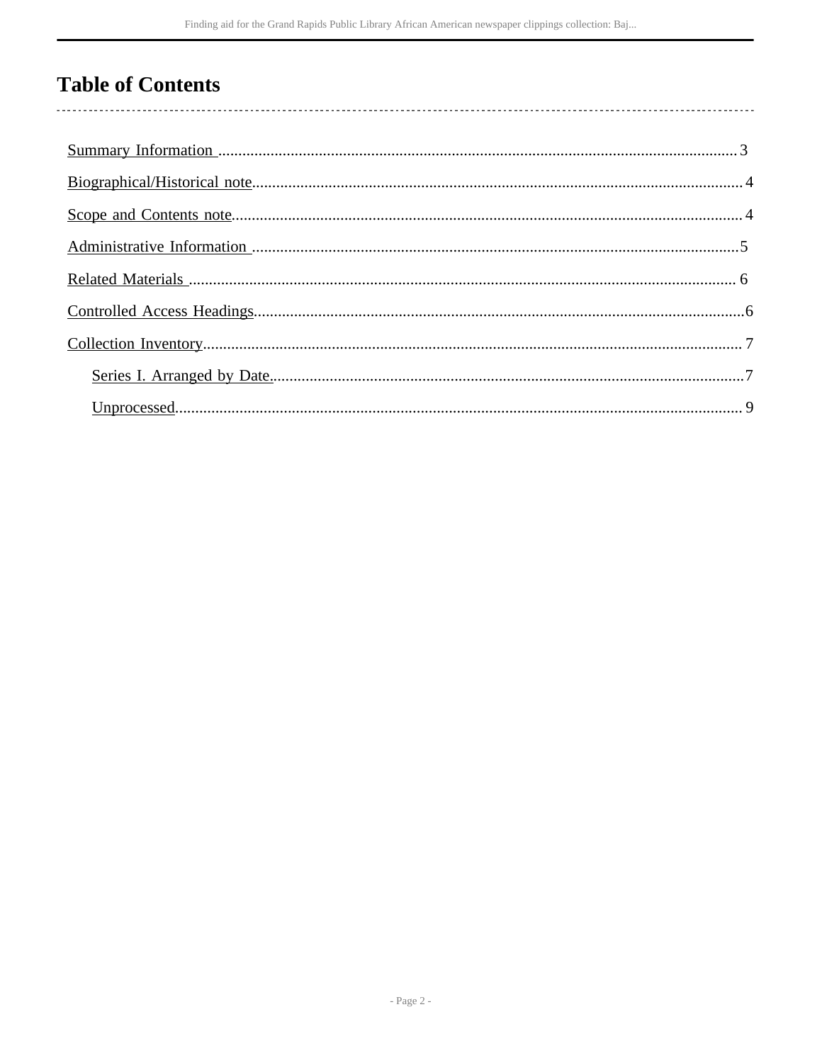# Table of Contents

- Summary Information ... 3
- Biographical/Historical note ... 4
- Scope and Contents note ... 4
- Administrative Information ... 5
- Related Materials ... 6
- Controlled Access Headings ... 6
- Collection Inventory ... 7
  - Series I. Arranged by Date ... 7
  - Unprocessed ... 9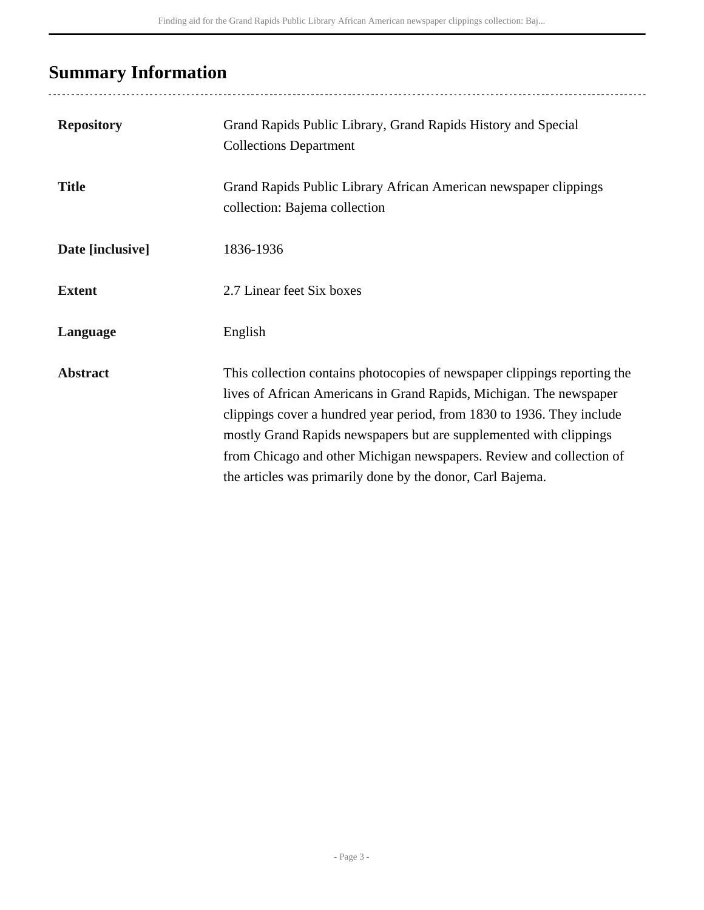## Summary Information

| | |
|---|---|
| **Repository** | Grand Rapids Public Library, Grand Rapids History and Special Collections Department |
| **Title** | Grand Rapids Public Library African American newspaper clippings collection: Bajema collection |
| **Date [inclusive]** | 1836-1936 |
| **Extent** | 2.7 Linear feet Six boxes |
| **Language** | English |
| **Abstract** | This collection contains photocopies of newspaper clippings reporting the lives of African Americans in Grand Rapids, Michigan. The newspaper clippings cover a hundred year period, from 1830 to 1936. They include mostly Grand Rapids newspapers but are supplemented with clippings from Chicago and other Michigan newspapers. Review and collection of the articles was primarily done by the donor, Carl Bajema. |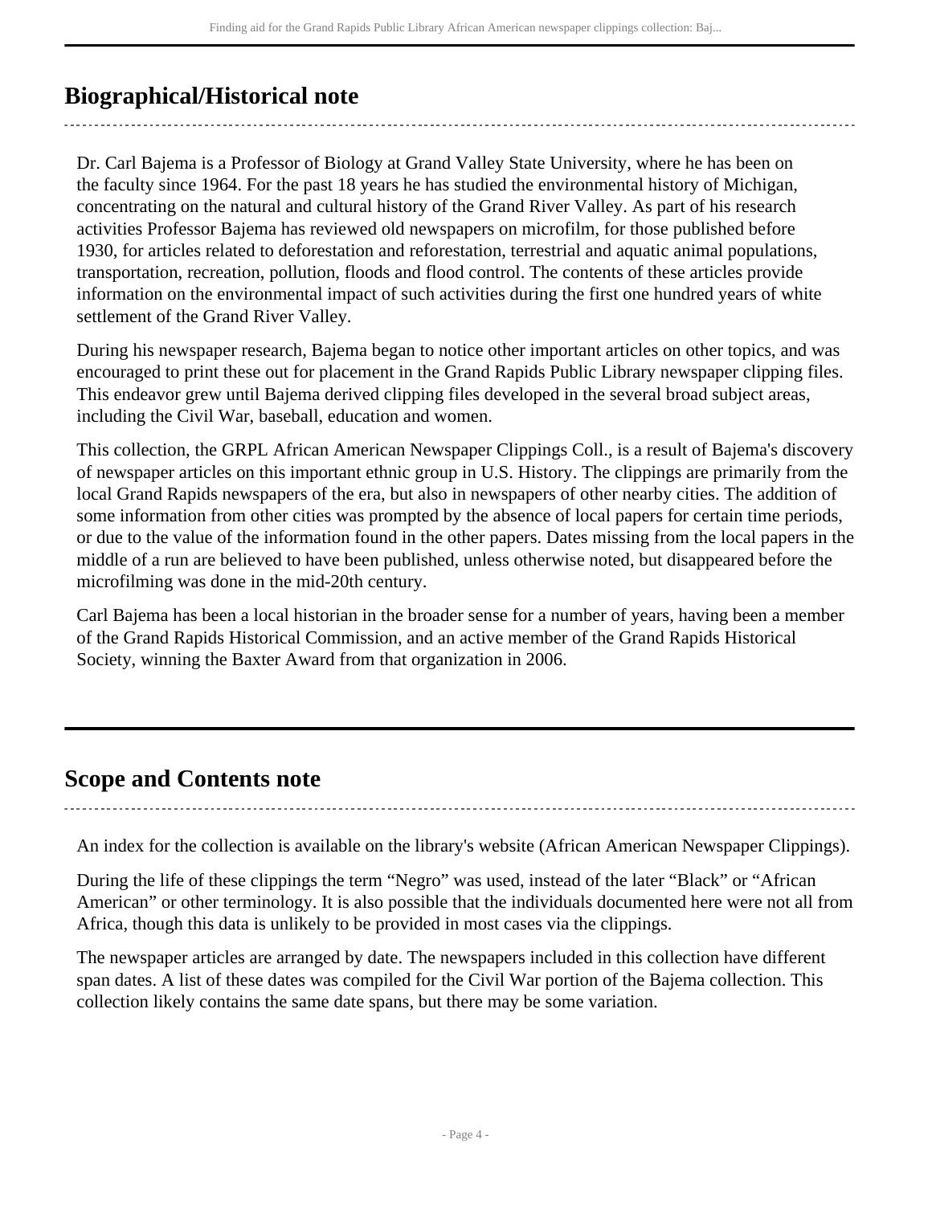## Biographical/Historical note

Dr. Carl Bajema is a Professor of Biology at Grand Valley State University, where he has been on the faculty since 1964. For the past 18 years he has studied the environmental history of Michigan, concentrating on the natural and cultural history of the Grand River Valley. As part of his research activities Professor Bajema has reviewed old newspapers on microfilm, for those published before 1930, for articles related to deforestation and reforestation, terrestrial and aquatic animal populations, transportation, recreation, pollution, floods and flood control. The contents of these articles provide information on the environmental impact of such activities during the first one hundred years of white settlement of the Grand River Valley.

During his newspaper research, Bajema began to notice other important articles on other topics, and was encouraged to print these out for placement in the Grand Rapids Public Library newspaper clipping files. This endeavor grew until Bajema derived clipping files developed in the several broad subject areas, including the Civil War, baseball, education and women.

This collection, the GRPL African American Newspaper Clippings Coll., is a result of Bajema's discovery of newspaper articles on this important ethnic group in U.S. History. The clippings are primarily from the local Grand Rapids newspapers of the era, but also in newspapers of other nearby cities. The addition of some information from other cities was prompted by the absence of local papers for certain time periods, or due to the value of the information found in the other papers. Dates missing from the local papers in the middle of a run are believed to have been published, unless otherwise noted, but disappeared before the microfilming was done in the mid-20th century.

Carl Bajema has been a local historian in the broader sense for a number of years, having been a member of the Grand Rapids Historical Commission, and an active member of the Grand Rapids Historical Society, winning the Baxter Award from that organization in 2006.

## Scope and Contents note

An index for the collection is available on the library's website (African American Newspaper Clippings).

During the life of these clippings the term “Negro” was used, instead of the later “Black” or “African American” or other terminology. It is also possible that the individuals documented here were not all from Africa, though this data is unlikely to be provided in most cases via the clippings.

The newspaper articles are arranged by date. The newspapers included in this collection have different span dates. A list of these dates was compiled for the Civil War portion of the Bajema collection. This collection likely contains the same date spans, but there may be some variation.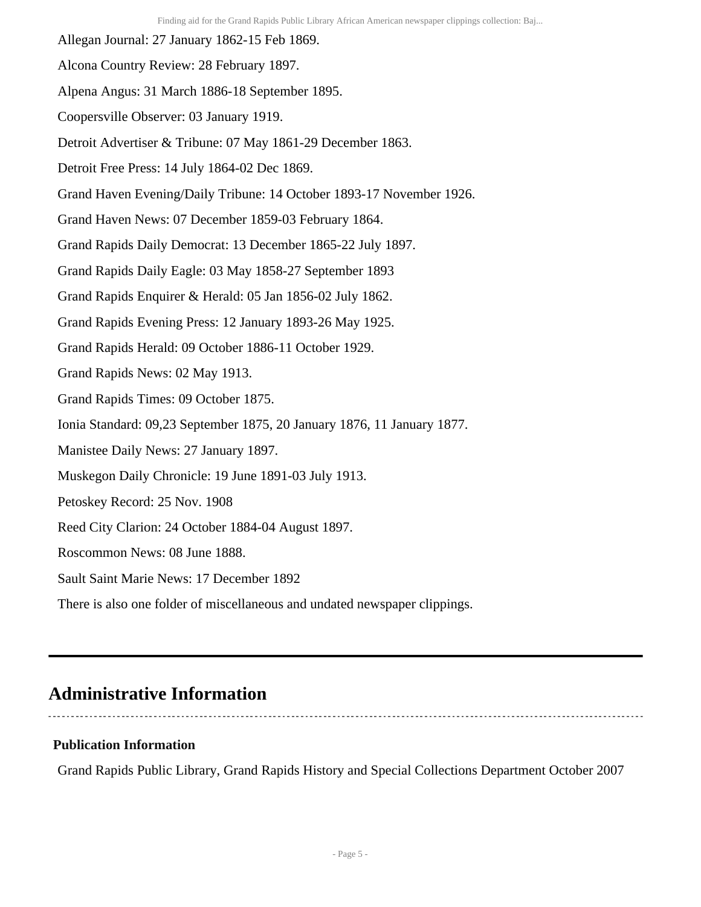Allegan Journal: 27 January 1862-15 Feb 1869.

Alcona Country Review: 28 February 1897.

Alpena Angus: 31 March 1886-18 September 1895.

Coopersville Observer: 03 January 1919.

Detroit Advertiser & Tribune: 07 May 1861-29 December 1863.

Detroit Free Press: 14 July 1864-02 Dec 1869.

Grand Haven Evening/Daily Tribune: 14 October 1893-17 November 1926.

Grand Haven News: 07 December 1859-03 February 1864.

Grand Rapids Daily Democrat: 13 December 1865-22 July 1897.

Grand Rapids Daily Eagle: 03 May 1858-27 September 1893

Grand Rapids Enquirer & Herald: 05 Jan 1856-02 July 1862.

Grand Rapids Evening Press: 12 January 1893-26 May 1925.

Grand Rapids Herald: 09 October 1886-11 October 1929.

Grand Rapids News: 02 May 1913.

Grand Rapids Times: 09 October 1875.

Ionia Standard: 09,23 September 1875, 20 January 1876, 11 January 1877.

Manistee Daily News: 27 January 1897.

Muskegon Daily Chronicle: 19 June 1891-03 July 1913.

Petoskey Record: 25 Nov. 1908

Reed City Clarion: 24 October 1884-04 August 1897.

Roscommon News: 08 June 1888.

Sault Saint Marie News: 17 December 1892

There is also one folder of miscellaneous and undated newspaper clippings.

---

## Administrative Information

### Publication Information

Grand Rapids Public Library, Grand Rapids History and Special Collections Department October 2007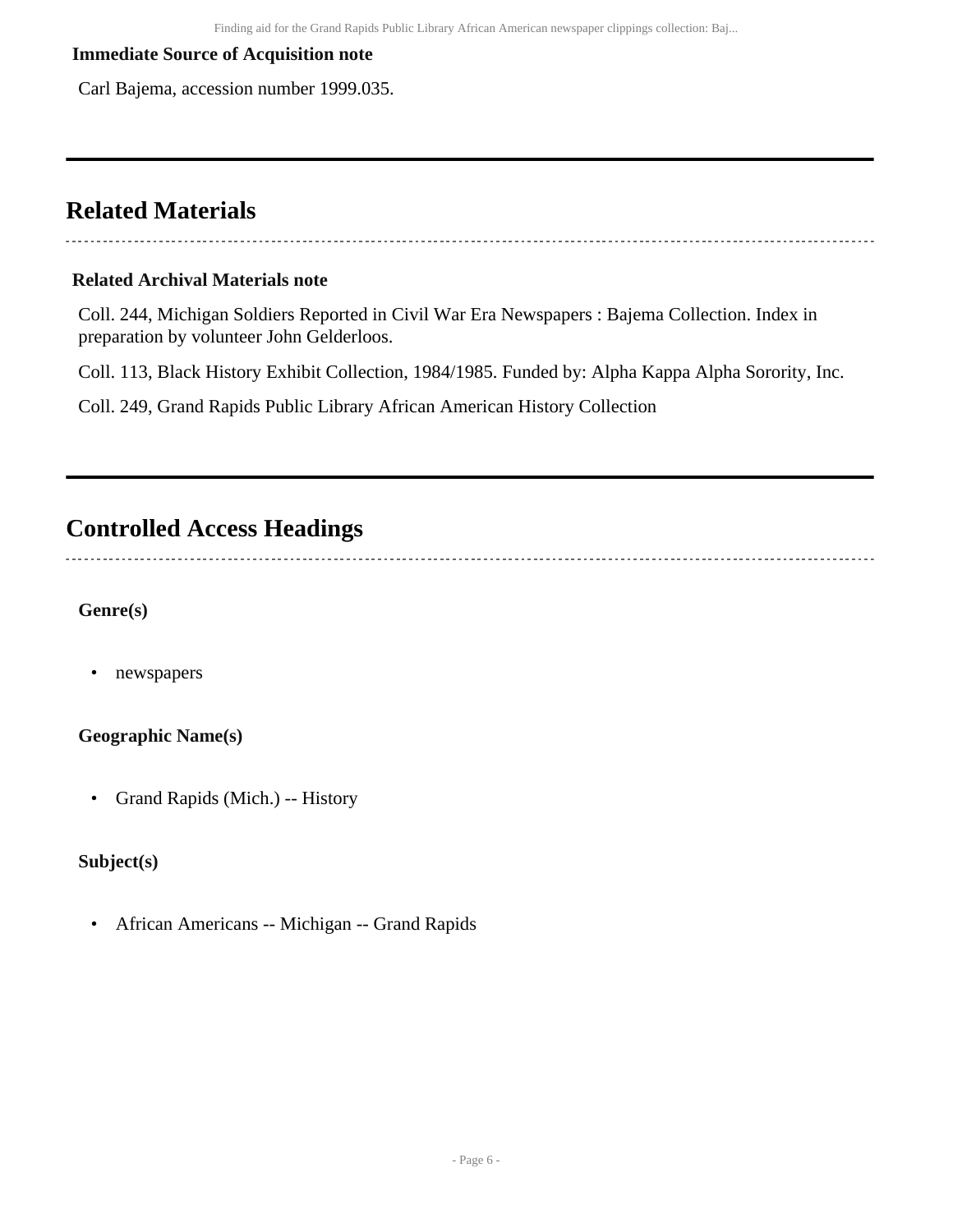#### Immediate Source of Acquisition note

Carl Bajema, accession number 1999.035.

## Related Materials

#### Related Archival Materials note

Coll. 244, Michigan Soldiers Reported in Civil War Era Newspapers : Bajema Collection. Index in preparation by volunteer John Gelderloos.

Coll. 113, Black History Exhibit Collection, 1984/1985. Funded by: Alpha Kappa Alpha Sorority, Inc.

Coll. 249, Grand Rapids Public Library African American History Collection

## Controlled Access Headings

#### Genre(s)

- newspapers

#### Geographic Name(s)

- Grand Rapids (Mich.) -- History

#### Subject(s)

- African Americans -- Michigan -- Grand Rapids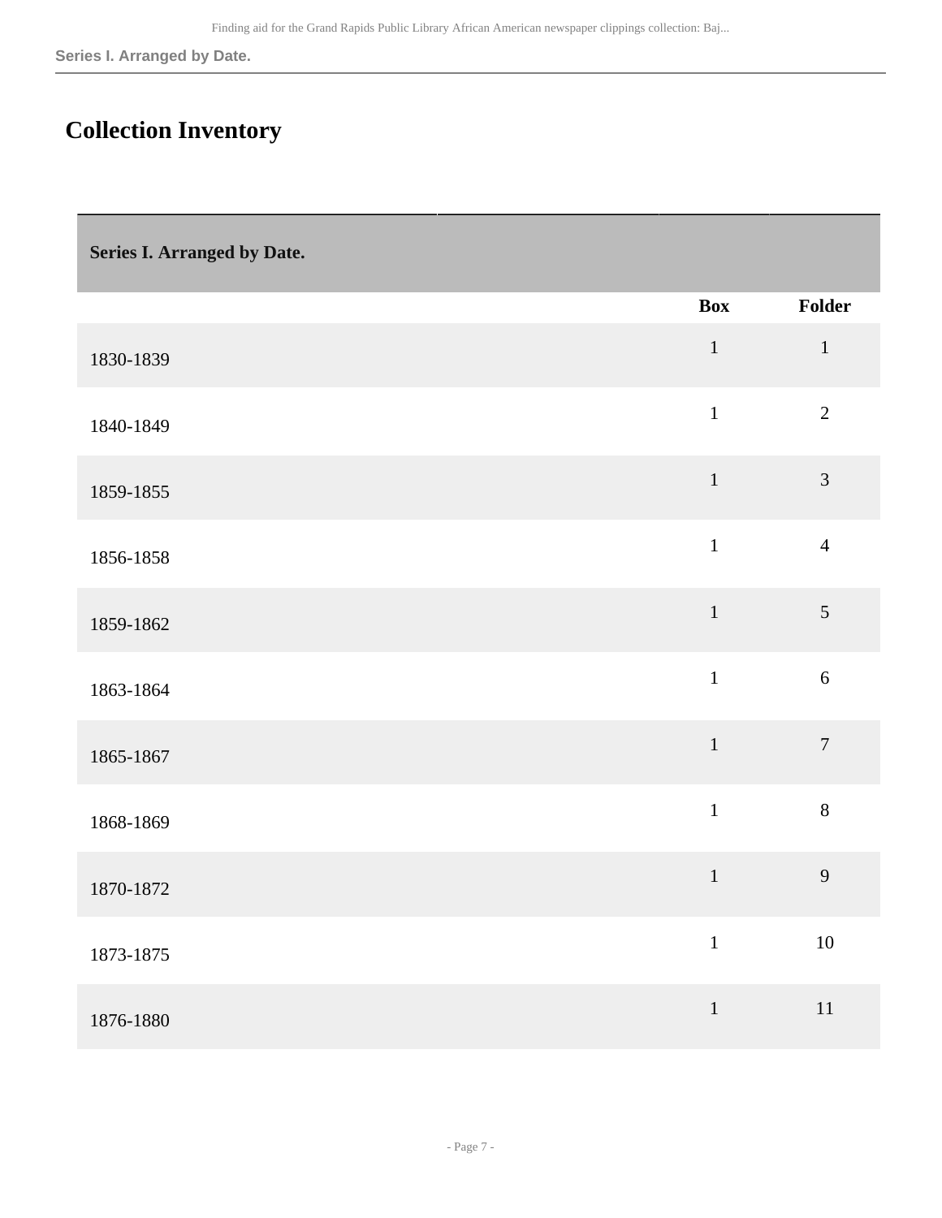# Collection Inventory

| Series I. Arranged by Date. | | |
|---|---|---|
| | **Box** | **Folder** |
| 1830-1839 | 1 | 1 |
| 1840-1849 | 1 | 2 |
| 1859-1855 | 1 | 3 |
| 1856-1858 | 1 | 4 |
| 1859-1862 | 1 | 5 |
| 1863-1864 | 1 | 6 |
| 1865-1867 | 1 | 7 |
| 1868-1869 | 1 | 8 |
| 1870-1872 | 1 | 9 |
| 1873-1875 | 1 | 10 |
| 1876-1880 | 1 | 11 |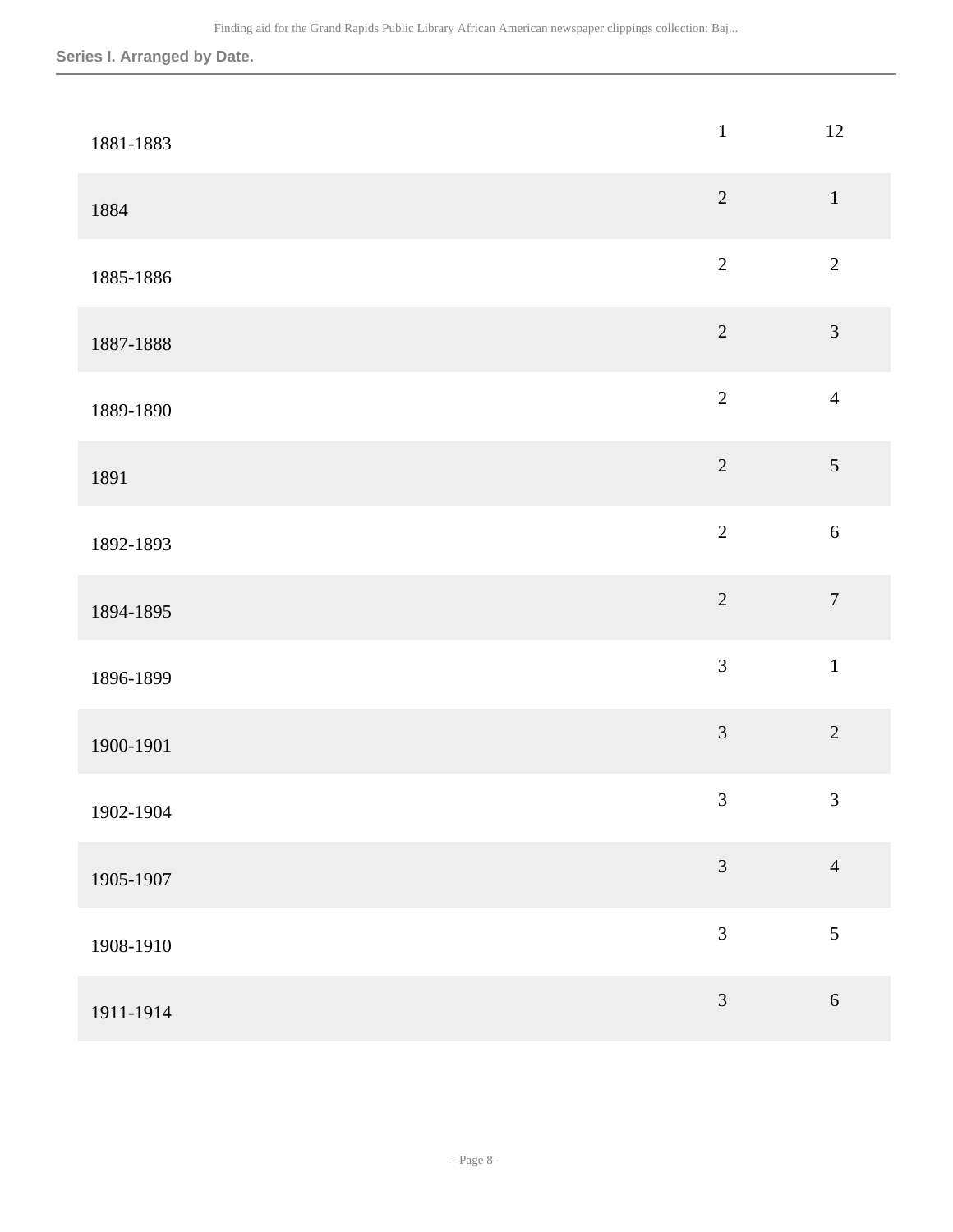**Series I. Arranged by Date.**

| | | |
|---|---|---|
| 1881-1883 | 1 | 12 |
| 1884 | 2 | 1 |
| 1885-1886 | 2 | 2 |
| 1887-1888 | 2 | 3 |
| 1889-1890 | 2 | 4 |
| 1891 | 2 | 5 |
| 1892-1893 | 2 | 6 |
| 1894-1895 | 2 | 7 |
| 1896-1899 | 3 | 1 |
| 1900-1901 | 3 | 2 |
| 1902-1904 | 3 | 3 |
| 1905-1907 | 3 | 4 |
| 1908-1910 | 3 | 5 |
| 1911-1914 | 3 | 6 |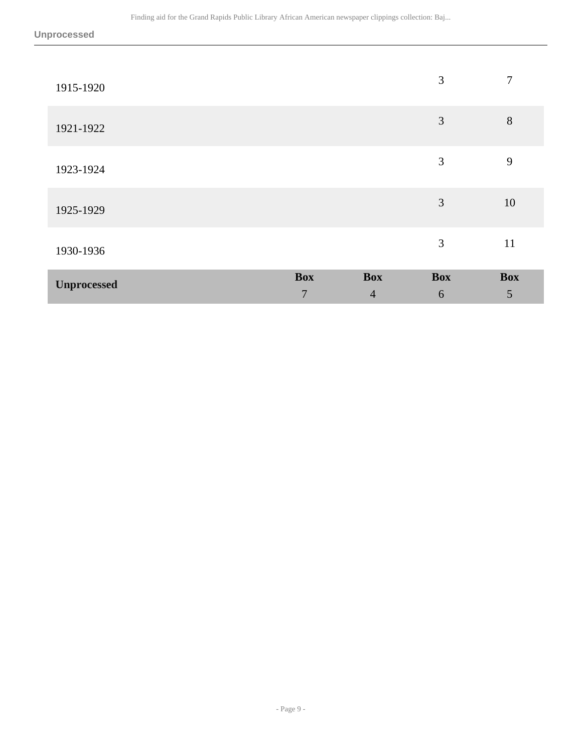| | | | | |
|---|---|---|---|---|
| 1915-1920 | | | 3 | 7 |
| 1921-1922 | | | 3 | 8 |
| 1923-1924 | | | 3 | 9 |
| 1925-1929 | | | 3 | 10 |
| 1930-1936 | | | 3 | 11 |
| **Unprocessed** | **Box** 7 | **Box** 4 | **Box** 6 | **Box** 5 |